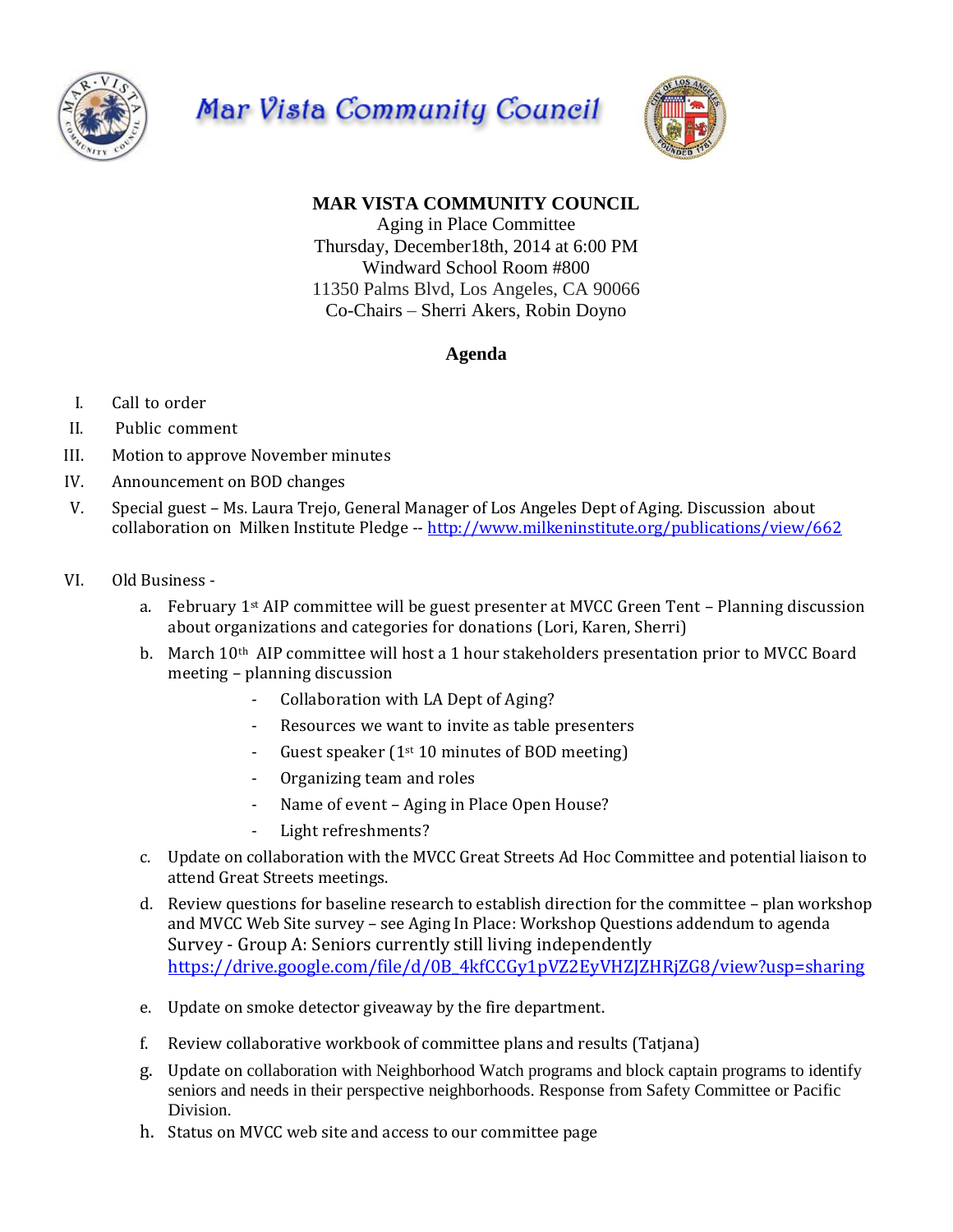# Mar Vista Community Council

**MAR VISTA COMMUNITY COUNCIL**
Aging in Place Committee
Thursday, December18th, 2014 at 6:00 PM
Windward School Room #800
11350 Palms Blvd, Los Angeles, CA 90066
Co-Chairs – Sherri Akers, Robin Doyno

## Agenda

I. Call to order

II. Public comment

III. Motion to approve November minutes

IV. Announcement on BOD changes

V. Special guest – Ms. Laura Trejo, General Manager of Los Angeles Dept of Aging. Discussion about collaboration on Milken Institute Pledge -- http://www.milkeninstitute.org/publications/view/662

VI. Old Business -

  a. February 1st AIP committee will be guest presenter at MVCC Green Tent – Planning discussion about organizations and categories for donations (Lori, Karen, Sherri)

  b. March 10th AIP committee will host a 1 hour stakeholders presentation prior to MVCC Board meeting – planning discussion
     - Collaboration with LA Dept of Aging?
     - Resources we want to invite as table presenters
     - Guest speaker (1st 10 minutes of BOD meeting)
     - Organizing team and roles
     - Name of event – Aging in Place Open House?
     - Light refreshments?

  c. Update on collaboration with the MVCC Great Streets Ad Hoc Committee and potential liaison to attend Great Streets meetings.

  d. Review questions for baseline research to establish direction for the committee – plan workshop and MVCC Web Site survey – see Aging In Place: Workshop Questions addendum to agenda Survey - Group A: Seniors currently still living independently https://drive.google.com/file/d/0B_4kfCCGy1pVZ2EyVHZJZHRjZG8/view?usp=sharing

  e. Update on smoke detector giveaway by the fire department.

  f. Review collaborative workbook of committee plans and results (Tatjana)

  g. Update on collaboration with Neighborhood Watch programs and block captain programs to identify seniors and needs in their perspective neighborhoods. Response from Safety Committee or Pacific Division.

  h. Status on MVCC web site and access to our committee page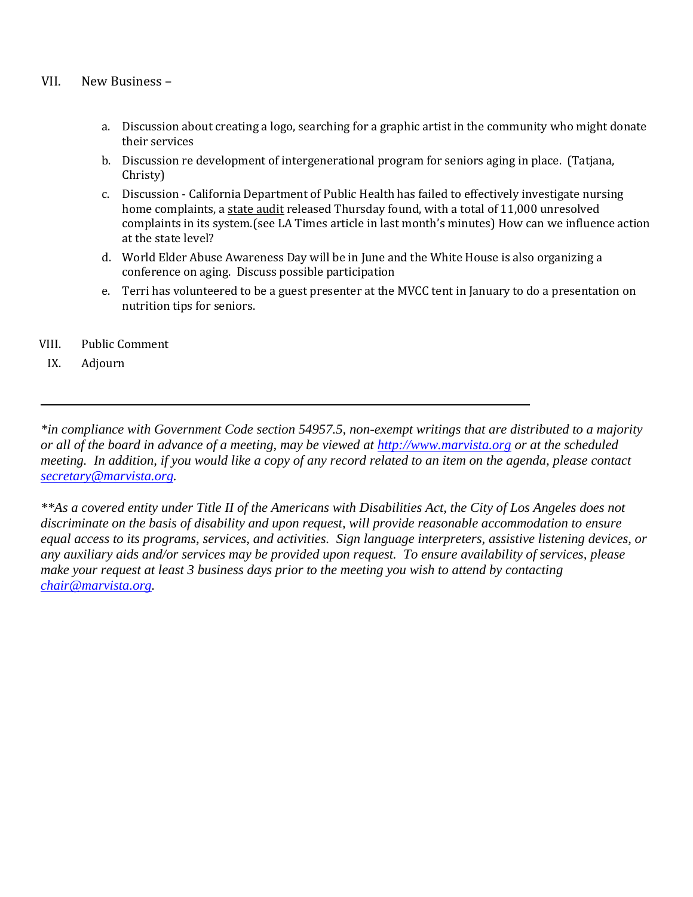VII. New Business –

a. Discussion about creating a logo, searching for a graphic artist in the community who might donate their services
b. Discussion re development of intergenerational program for seniors aging in place. (Tatjana, Christy)
c. Discussion - California Department of Public Health has failed to effectively investigate nursing home complaints, a state audit released Thursday found, with a total of 11,000 unresolved complaints in its system.(see LA Times article in last month's minutes) How can we influence action at the state level?
d. World Elder Abuse Awareness Day will be in June and the White House is also organizing a conference on aging. Discuss possible participation
e. Terri has volunteered to be a guest presenter at the MVCC tent in January to do a presentation on nutrition tips for seniors.

VIII. Public Comment

IX. Adjourn

---

*\*in compliance with Government Code section 54957.5, non-exempt writings that are distributed to a majority or all of the board in advance of a meeting, may be viewed at [http://www.marvista.org](http://www.marvista.org) or at the scheduled meeting. In addition, if you would like a copy of any record related to an item on the agenda, please contact [secretary@marvista.org](mailto:secretary@marvista.org).*

*\*\*As a covered entity under Title II of the Americans with Disabilities Act, the City of Los Angeles does not discriminate on the basis of disability and upon request, will provide reasonable accommodation to ensure equal access to its programs, services, and activities. Sign language interpreters, assistive listening devices, or any auxiliary aids and/or services may be provided upon request. To ensure availability of services, please make your request at least 3 business days prior to the meeting you wish to attend by contacting [chair@marvista.org](mailto:chair@marvista.org).*